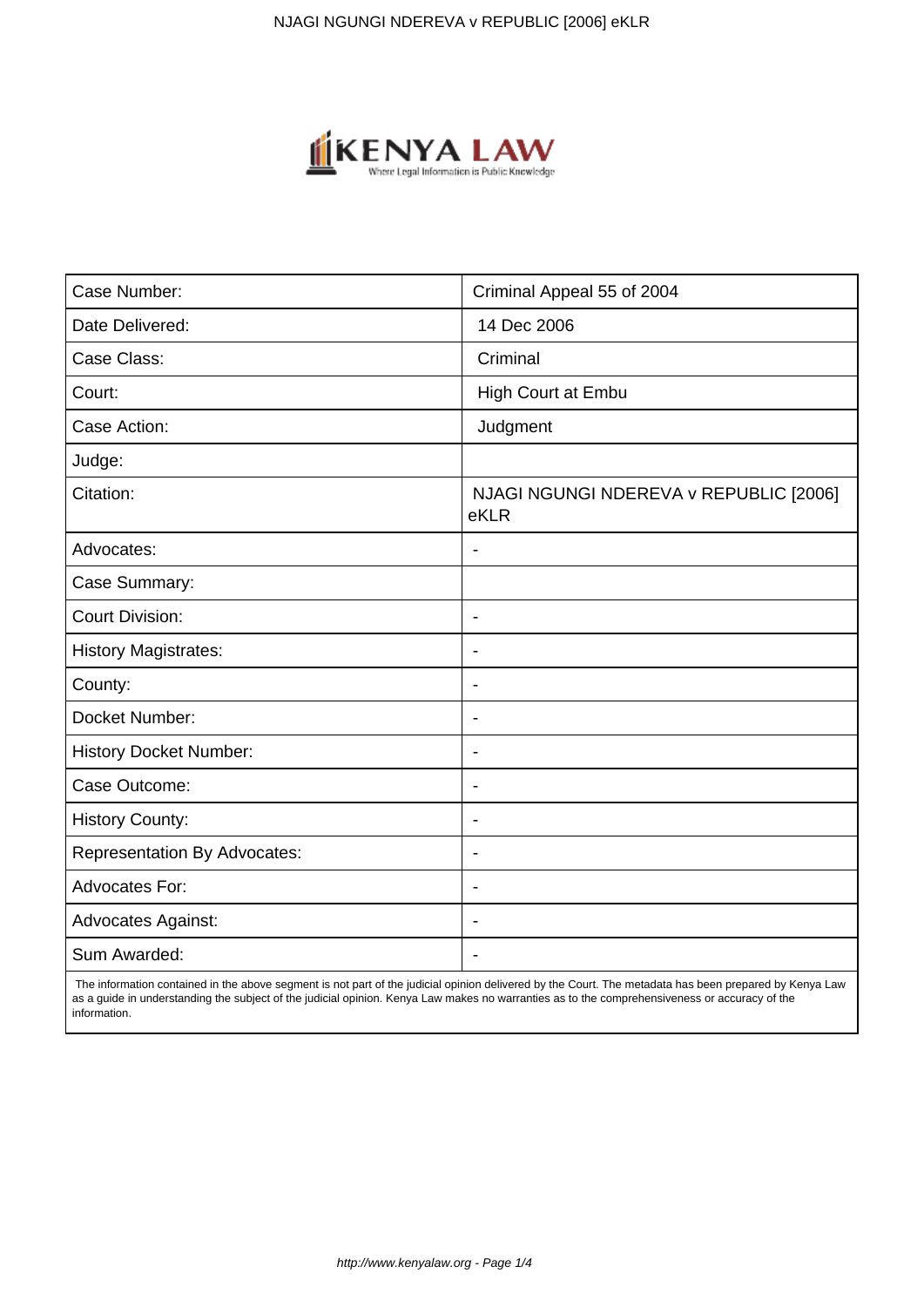| Case Number: | Criminal Appeal 55 of 2004 |
| --- | --- |
| Date Delivered: | 14 Dec 2006 |
| Case Class: | Criminal |
| Court: | High Court at Embu |
| Case Action: | Judgment |
| Judge: | |
| Citation: | NJAGI NGUNGI NDEREVA v REPUBLIC [2006] eKLR |
| Advocates: | - |
| Case Summary: | |
| Court Division: | - |
| History Magistrates: | - |
| County: | - |
| Docket Number: | - |
| History Docket Number: | - |
| Case Outcome: | - |
| History County: | - |
| Representation By Advocates: | - |
| Advocates For: | - |
| Advocates Against: | - |
| Sum Awarded: | - |

The information contained in the above segment is not part of the judicial opinion delivered by the Court. The metadata has been prepared by Kenya Law as a guide in understanding the subject of the judicial opinion. Kenya Law makes no warranties as to the comprehensiveness or accuracy of the information.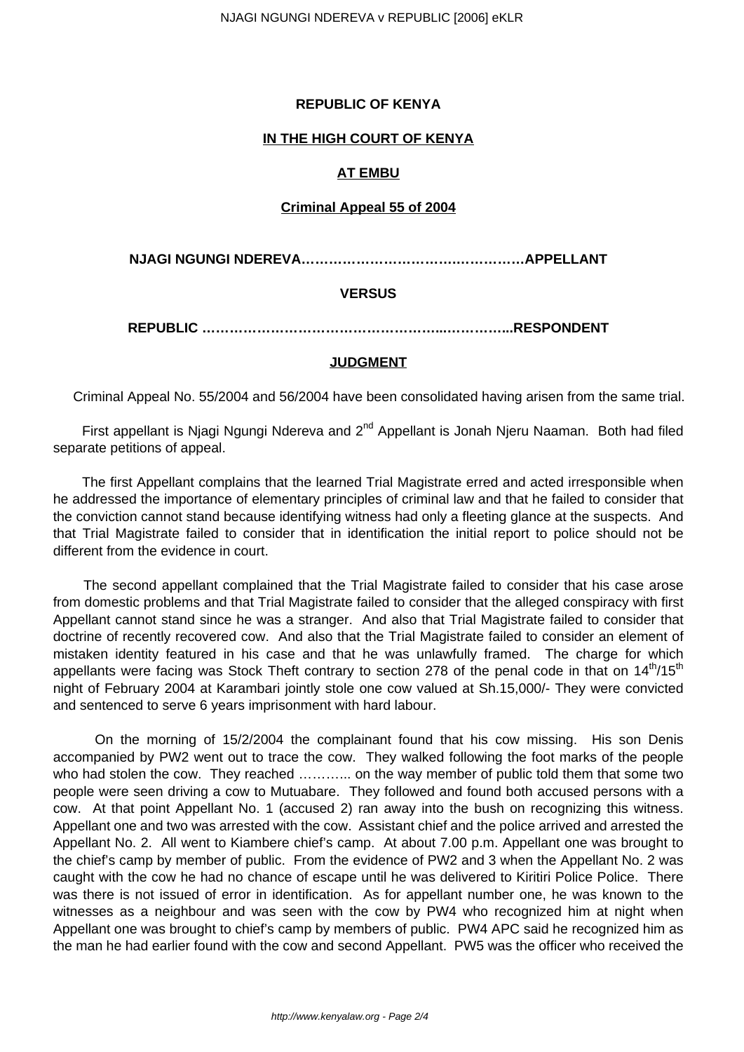**REPUBLIC OF KENYA**

**IN THE HIGH COURT OF KENYA**

**AT EMBU**

**Criminal Appeal 55 of 2004**

**NJAGI NGUNGI NDEREVA…………………………….………….APPELLANT**

**VERSUS**

**REPUBLIC …………………………………………...…………...RESPONDENT**

**JUDGMENT**

Criminal Appeal No. 55/2004 and 56/2004 have been consolidated having arisen from the same trial.

First appellant is Njagi Ngungi Ndereva and 2nd Appellant is Jonah Njeru Naaman. Both had filed separate petitions of appeal.

The first Appellant complains that the learned Trial Magistrate erred and acted irresponsible when he addressed the importance of elementary principles of criminal law and that he failed to consider that the conviction cannot stand because identifying witness had only a fleeting glance at the suspects. And that Trial Magistrate failed to consider that in identification the initial report to police should not be different from the evidence in court.

The second appellant complained that the Trial Magistrate failed to consider that his case arose from domestic problems and that Trial Magistrate failed to consider that the alleged conspiracy with first Appellant cannot stand since he was a stranger. And also that Trial Magistrate failed to consider that doctrine of recently recovered cow. And also that the Trial Magistrate failed to consider an element of mistaken identity featured in his case and that he was unlawfully framed. The charge for which appellants were facing was Stock Theft contrary to section 278 of the penal code in that on 14th/15th night of February 2004 at Karambari jointly stole one cow valued at Sh.15,000/- They were convicted and sentenced to serve 6 years imprisonment with hard labour.

On the morning of 15/2/2004 the complainant found that his cow missing. His son Denis accompanied by PW2 went out to trace the cow. They walked following the foot marks of the people who had stolen the cow. They reached ……….. on the way member of public told them that some two people were seen driving a cow to Mutuabare. They followed and found both accused persons with a cow. At that point Appellant No. 1 (accused 2) ran away into the bush on recognizing this witness. Appellant one and two was arrested with the cow. Assistant chief and the police arrived and arrested the Appellant No. 2. All went to Kiambere chief's camp. At about 7.00 p.m. Appellant one was brought to the chief's camp by member of public. From the evidence of PW2 and 3 when the Appellant No. 2 was caught with the cow he had no chance of escape until he was delivered to Kiritiri Police Police. There was there is not issued of error in identification. As for appellant number one, he was known to the witnesses as a neighbour and was seen with the cow by PW4 who recognized him at night when Appellant one was brought to chief's camp by members of public. PW4 APC said he recognized him as the man he had earlier found with the cow and second Appellant. PW5 was the officer who received the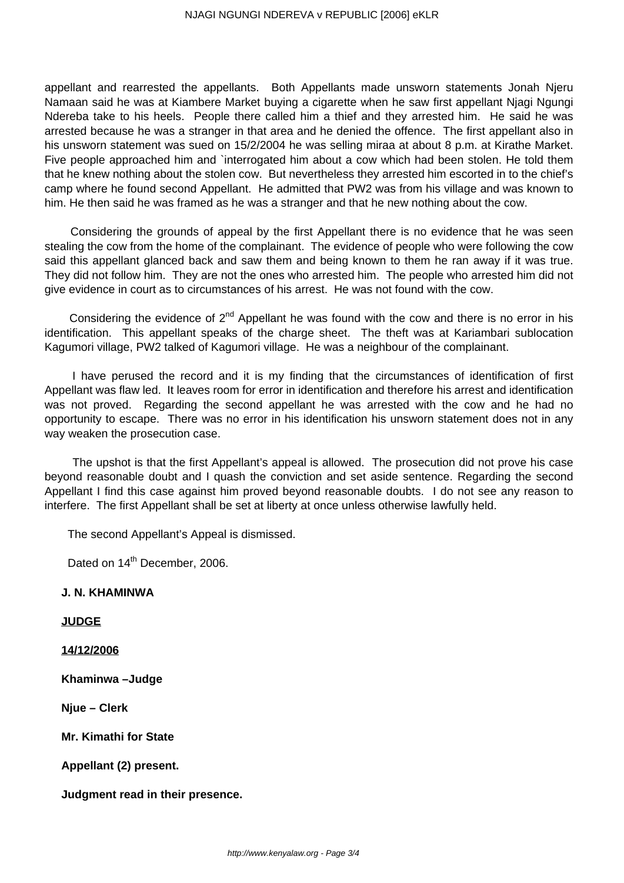appellant and rearrested the appellants. Both Appellants made unsworn statements Jonah Njeru Namaan said he was at Kiambere Market buying a cigarette when he saw first appellant Njagi Ngungi Ndereba take to his heels. People there called him a thief and they arrested him. He said he was arrested because he was a stranger in that area and he denied the offence. The first appellant also in his unsworn statement was sued on 15/2/2004 he was selling miraa at about 8 p.m. at Kirathe Market. Five people approached him and `interrogated him about a cow which had been stolen. He told them that he knew nothing about the stolen cow. But nevertheless they arrested him escorted in to the chief's camp where he found second Appellant. He admitted that PW2 was from his village and was known to him. He then said he was framed as he was a stranger and that he new nothing about the cow.

Considering the grounds of appeal by the first Appellant there is no evidence that he was seen stealing the cow from the home of the complainant. The evidence of people who were following the cow said this appellant glanced back and saw them and being known to them he ran away if it was true. They did not follow him. They are not the ones who arrested him. The people who arrested him did not give evidence in court as to circumstances of his arrest. He was not found with the cow.

Considering the evidence of 2nd Appellant he was found with the cow and there is no error in his identification. This appellant speaks of the charge sheet. The theft was at Kariambari sublocation Kagumori village, PW2 talked of Kagumori village. He was a neighbour of the complainant.

I have perused the record and it is my finding that the circumstances of identification of first Appellant was flaw led. It leaves room for error in identification and therefore his arrest and identification was not proved. Regarding the second appellant he was arrested with the cow and he had no opportunity to escape. There was no error in his identification his unsworn statement does not in any way weaken the prosecution case.

The upshot is that the first Appellant's appeal is allowed. The prosecution did not prove his case beyond reasonable doubt and I quash the conviction and set aside sentence. Regarding the second Appellant I find this case against him proved beyond reasonable doubts. I do not see any reason to interfere. The first Appellant shall be set at liberty at once unless otherwise lawfully held.

The second Appellant's Appeal is dismissed.

Dated on 14th December, 2006.

**J. N. KHAMINWA**

**JUDGE**

**14/12/2006**

**Khaminwa –Judge**

**Njue – Clerk**

**Mr. Kimathi for State**

**Appellant (2) present.**

**Judgment read in their presence.**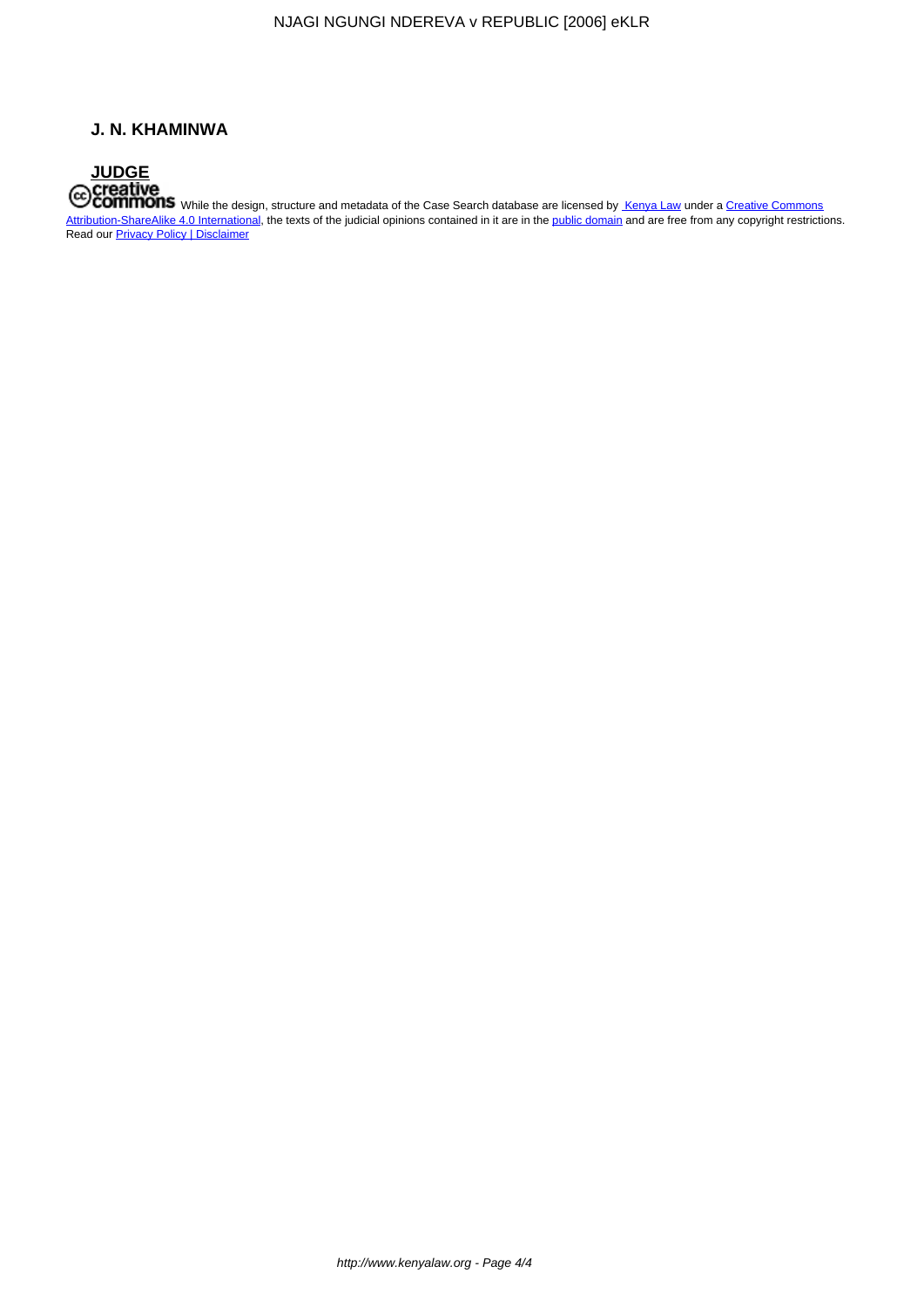**J. N. KHAMINWA**

**JUDGE**

While the design, structure and metadata of the Case Search database are licensed by Kenya Law under a Creative Commons Attribution-ShareAlike 4.0 International, the texts of the judicial opinions contained in it are in the public domain and are free from any copyright restrictions. Read our Privacy Policy | Disclaimer